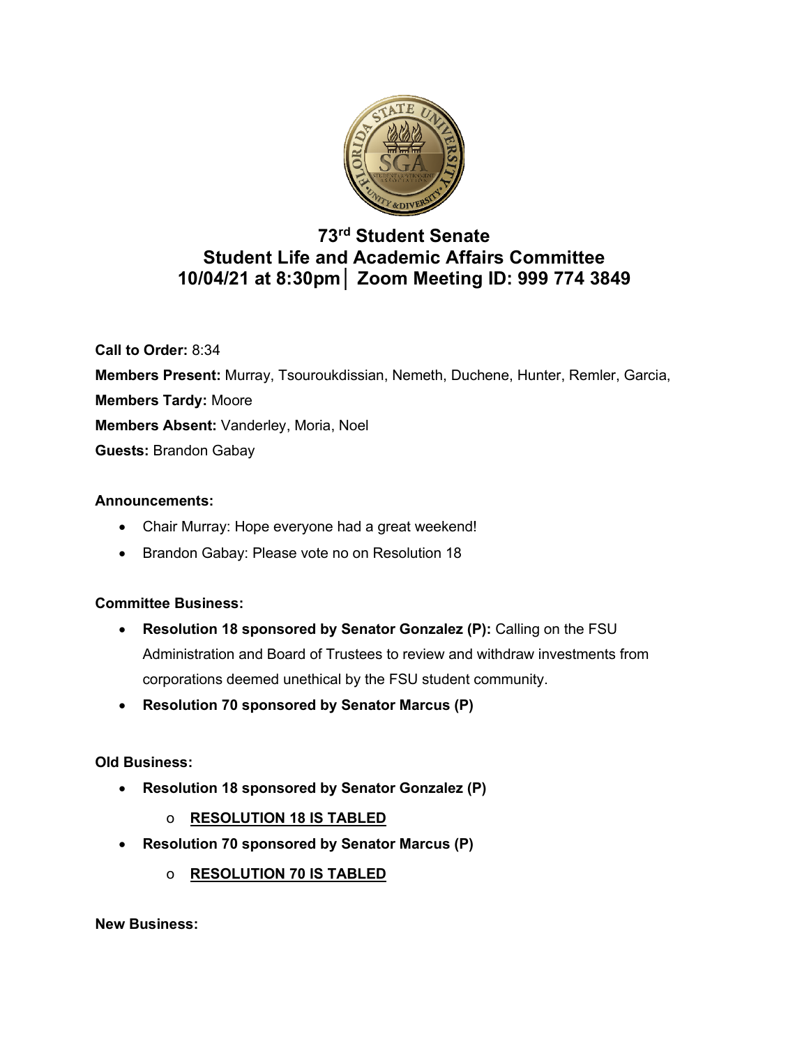# 73rd Student Senate
# Student Life and Academic Affairs Committee
# 10/04/21 at 8:30pm│ Zoom Meeting ID: 999 774 3849

**Call to Order:** 8:34

**Members Present:** Murray, Tsouroukdissian, Nemeth, Duchene, Hunter, Remler, Garcia,

**Members Tardy:** Moore

**Members Absent:** Vanderley, Moria, Noel

**Guests:** Brandon Gabay

**Announcements:**

- Chair Murray: Hope everyone had a great weekend!
- Brandon Gabay: Please vote no on Resolution 18

**Committee Business:**

- **Resolution 18 sponsored by Senator Gonzalez (P):** Calling on the FSU Administration and Board of Trustees to review and withdraw investments from corporations deemed unethical by the FSU student community.
- **Resolution 70 sponsored by Senator Marcus (P)**

**Old Business:**

- **Resolution 18 sponsored by Senator Gonzalez (P)**
  - **RESOLUTION 18 IS TABLED**
- **Resolution 70 sponsored by Senator Marcus (P)**
  - **RESOLUTION 70 IS TABLED**

**New Business:**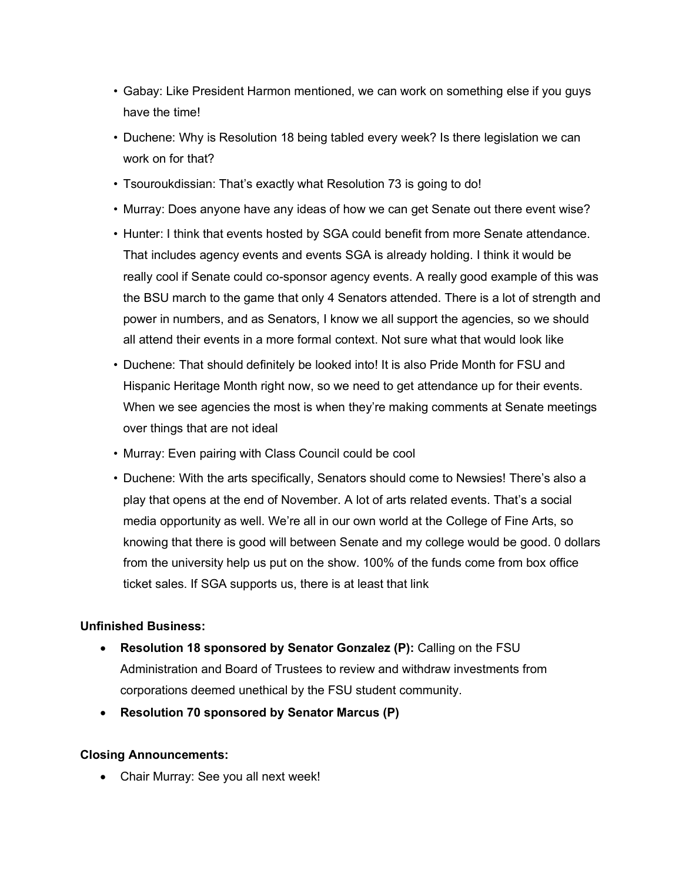- Gabay: Like President Harmon mentioned, we can work on something else if you guys have the time!
- Duchene: Why is Resolution 18 being tabled every week? Is there legislation we can work on for that?
- Tsouroukdissian: That's exactly what Resolution 73 is going to do!
- Murray: Does anyone have any ideas of how we can get Senate out there event wise?
- Hunter: I think that events hosted by SGA could benefit from more Senate attendance. That includes agency events and events SGA is already holding. I think it would be really cool if Senate could co-sponsor agency events. A really good example of this was the BSU march to the game that only 4 Senators attended. There is a lot of strength and power in numbers, and as Senators, I know we all support the agencies, so we should all attend their events in a more formal context. Not sure what that would look like
- Duchene: That should definitely be looked into! It is also Pride Month for FSU and Hispanic Heritage Month right now, so we need to get attendance up for their events. When we see agencies the most is when they're making comments at Senate meetings over things that are not ideal
- Murray: Even pairing with Class Council could be cool
- Duchene: With the arts specifically, Senators should come to Newsies! There's also a play that opens at the end of November. A lot of arts related events. That's a social media opportunity as well. We're all in our own world at the College of Fine Arts, so knowing that there is good will between Senate and my college would be good. 0 dollars from the university help us put on the show. 100% of the funds come from box office ticket sales. If SGA supports us, there is at least that link

**Unfinished Business:**

- **Resolution 18 sponsored by Senator Gonzalez (P):** Calling on the FSU Administration and Board of Trustees to review and withdraw investments from corporations deemed unethical by the FSU student community.
- **Resolution 70 sponsored by Senator Marcus (P)**

**Closing Announcements:**

- Chair Murray: See you all next week!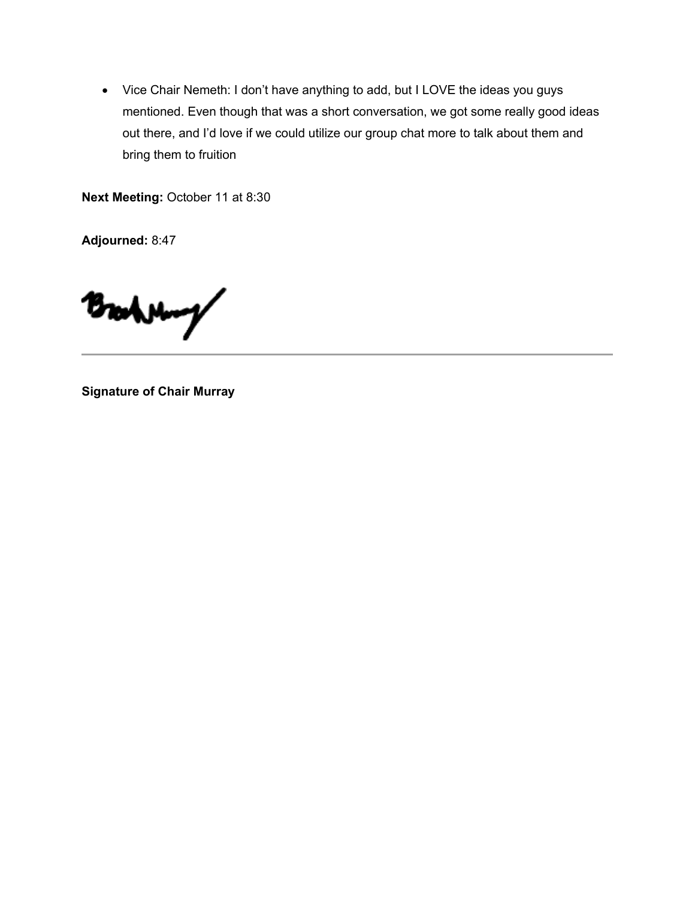- Vice Chair Nemeth: I don't have anything to add, but I LOVE the ideas you guys mentioned. Even though that was a short conversation, we got some really good ideas out there, and I'd love if we could utilize our group chat more to talk about them and bring them to fruition

**Next Meeting:** October 11 at 8:30

**Adjourned:** 8:47

---

**Signature of Chair Murray**